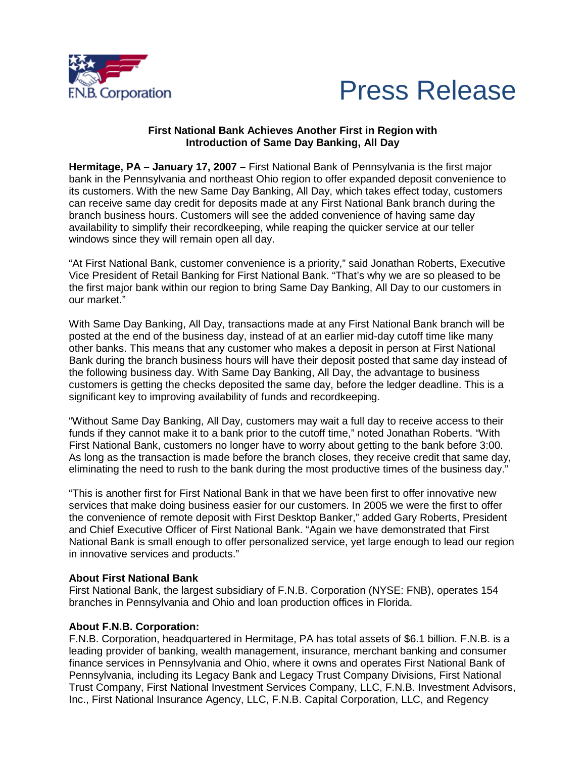F.N.B. Corporation

# Press Release

**First National Bank Achieves Another First in Region with Introduction of Same Day Banking, All Day**

**Hermitage, PA – January 17, 2007 –** First National Bank of Pennsylvania is the first major bank in the Pennsylvania and northeast Ohio region to offer expanded deposit convenience to its customers. With the new Same Day Banking, All Day, which takes effect today, customers can receive same day credit for deposits made at any First National Bank branch during the branch business hours. Customers will see the added convenience of having same day availability to simplify their recordkeeping, while reaping the quicker service at our teller windows since they will remain open all day.

"At First National Bank, customer convenience is a priority," said Jonathan Roberts, Executive Vice President of Retail Banking for First National Bank. "That's why we are so pleased to be the first major bank within our region to bring Same Day Banking, All Day to our customers in our market."

With Same Day Banking, All Day, transactions made at any First National Bank branch will be posted at the end of the business day, instead of at an earlier mid-day cutoff time like many other banks. This means that any customer who makes a deposit in person at First National Bank during the branch business hours will have their deposit posted that same day instead of the following business day. With Same Day Banking, All Day, the advantage to business customers is getting the checks deposited the same day, before the ledger deadline. This is a significant key to improving availability of funds and recordkeeping.

"Without Same Day Banking, All Day, customers may wait a full day to receive access to their funds if they cannot make it to a bank prior to the cutoff time," noted Jonathan Roberts. "With First National Bank, customers no longer have to worry about getting to the bank before 3:00. As long as the transaction is made before the branch closes, they receive credit that same day, eliminating the need to rush to the bank during the most productive times of the business day."

"This is another first for First National Bank in that we have been first to offer innovative new services that make doing business easier for our customers. In 2005 we were the first to offer the convenience of remote deposit with First Desktop Banker," added Gary Roberts, President and Chief Executive Officer of First National Bank. "Again we have demonstrated that First National Bank is small enough to offer personalized service, yet large enough to lead our region in innovative services and products."

**About First National Bank**
First National Bank, the largest subsidiary of F.N.B. Corporation (NYSE: FNB), operates 154 branches in Pennsylvania and Ohio and loan production offices in Florida.

**About F.N.B. Corporation:**
F.N.B. Corporation, headquartered in Hermitage, PA has total assets of $6.1 billion. F.N.B. is a leading provider of banking, wealth management, insurance, merchant banking and consumer finance services in Pennsylvania and Ohio, where it owns and operates First National Bank of Pennsylvania, including its Legacy Bank and Legacy Trust Company Divisions, First National Trust Company, First National Investment Services Company, LLC, F.N.B. Investment Advisors, Inc., First National Insurance Agency, LLC, F.N.B. Capital Corporation, LLC, and Regency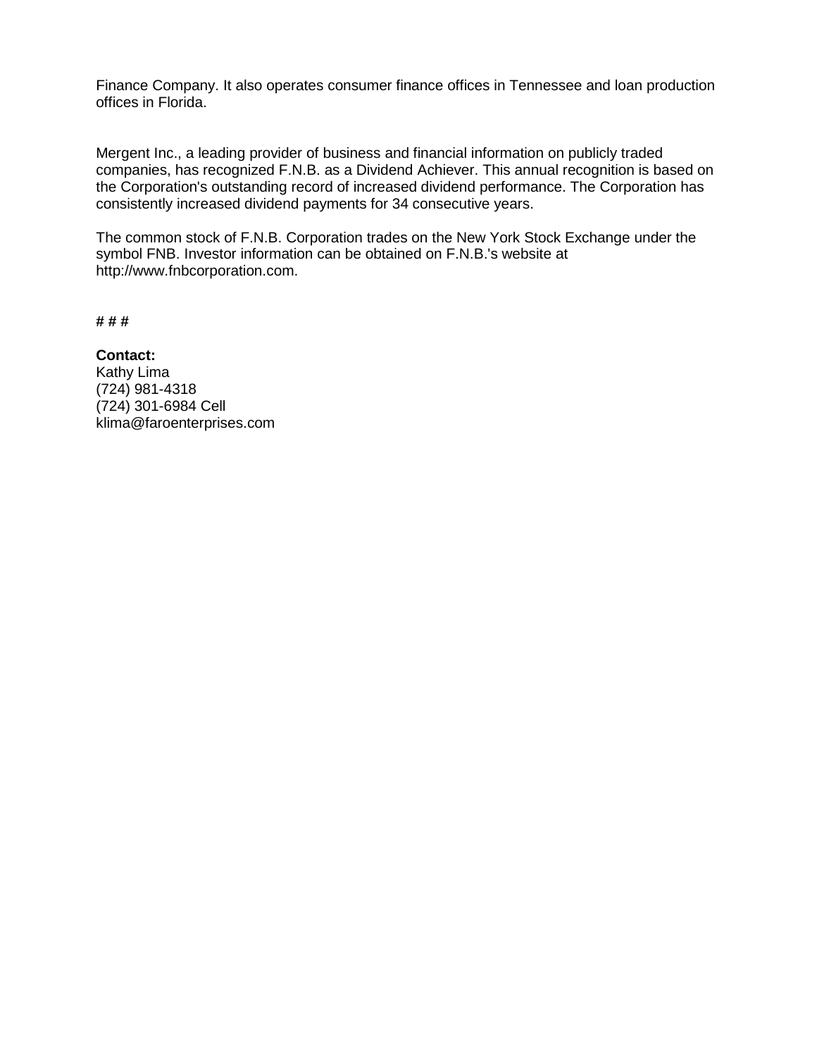Finance Company. It also operates consumer finance offices in Tennessee and loan production offices in Florida.

Mergent Inc., a leading provider of business and financial information on publicly traded companies, has recognized F.N.B. as a Dividend Achiever. This annual recognition is based on the Corporation's outstanding record of increased dividend performance. The Corporation has consistently increased dividend payments for 34 consecutive years.

The common stock of F.N.B. Corporation trades on the New York Stock Exchange under the symbol FNB. Investor information can be obtained on F.N.B.'s website at http://www.fnbcorporation.com.

# # #

**Contact:**
Kathy Lima
(724) 981-4318
(724) 301-6984 Cell
klima@faroenterprises.com